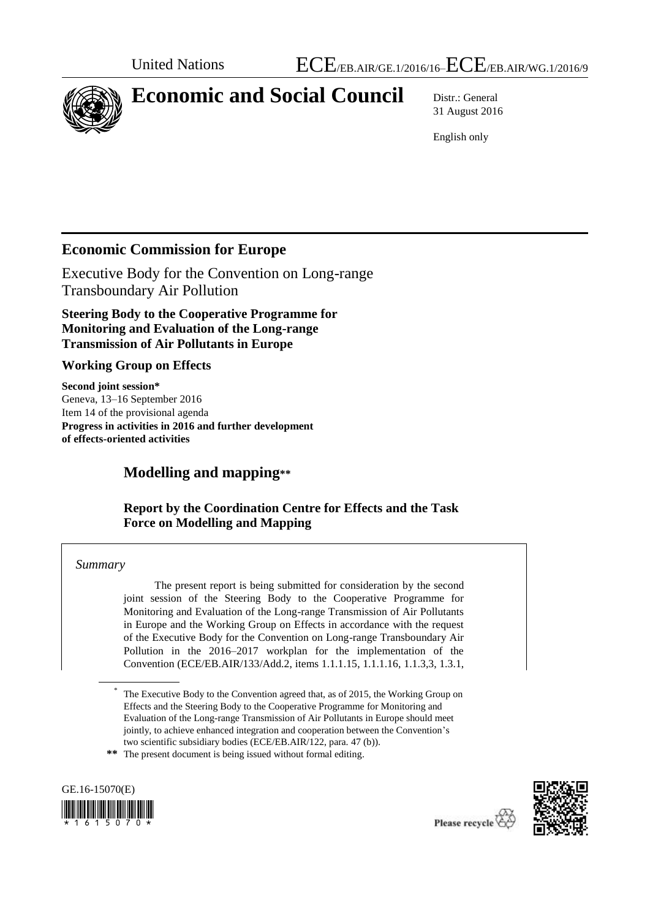United Nations ECE/EB.AIR/GE.1/2016/16–ECE/EB.AIR/WG.1/2016/9

# Economic and Social Council

Distr.: General
31 August 2016

English only

## Economic Commission for Europe

Executive Body for the Convention on Long-range Transboundary Air Pollution

**Steering Body to the Cooperative Programme for Monitoring and Evaluation of the Long-range Transmission of Air Pollutants in Europe**

**Working Group on Effects**

**Second joint session***
Geneva, 13–16 September 2016
Item 14 of the provisional agenda
**Progress in activities in 2016 and further development of effects-oriented activities**

# Modelling and mapping**

### Report by the Coordination Centre for Effects and the Task Force on Modelling and Mapping

*Summary*

The present report is being submitted for consideration by the second joint session of the Steering Body to the Cooperative Programme for Monitoring and Evaluation of the Long-range Transmission of Air Pollutants in Europe and the Working Group on Effects in accordance with the request of the Executive Body for the Convention on Long-range Transboundary Air Pollution in the 2016–2017 workplan for the implementation of the Convention (ECE/EB.AIR/133/Add.2, items 1.1.1.15, 1.1.1.16, 1.1.3,3, 1.3.1,

---

* The Executive Body to the Convention agreed that, as of 2015, the Working Group on Effects and the Steering Body to the Cooperative Programme for Monitoring and Evaluation of the Long-range Transmission of Air Pollutants in Europe should meet jointly, to achieve enhanced integration and cooperation between the Convention's two scientific subsidiary bodies (ECE/EB.AIR/122, para. 47 (b)).

** The present document is being issued without formal editing.

GE.16-15070(E)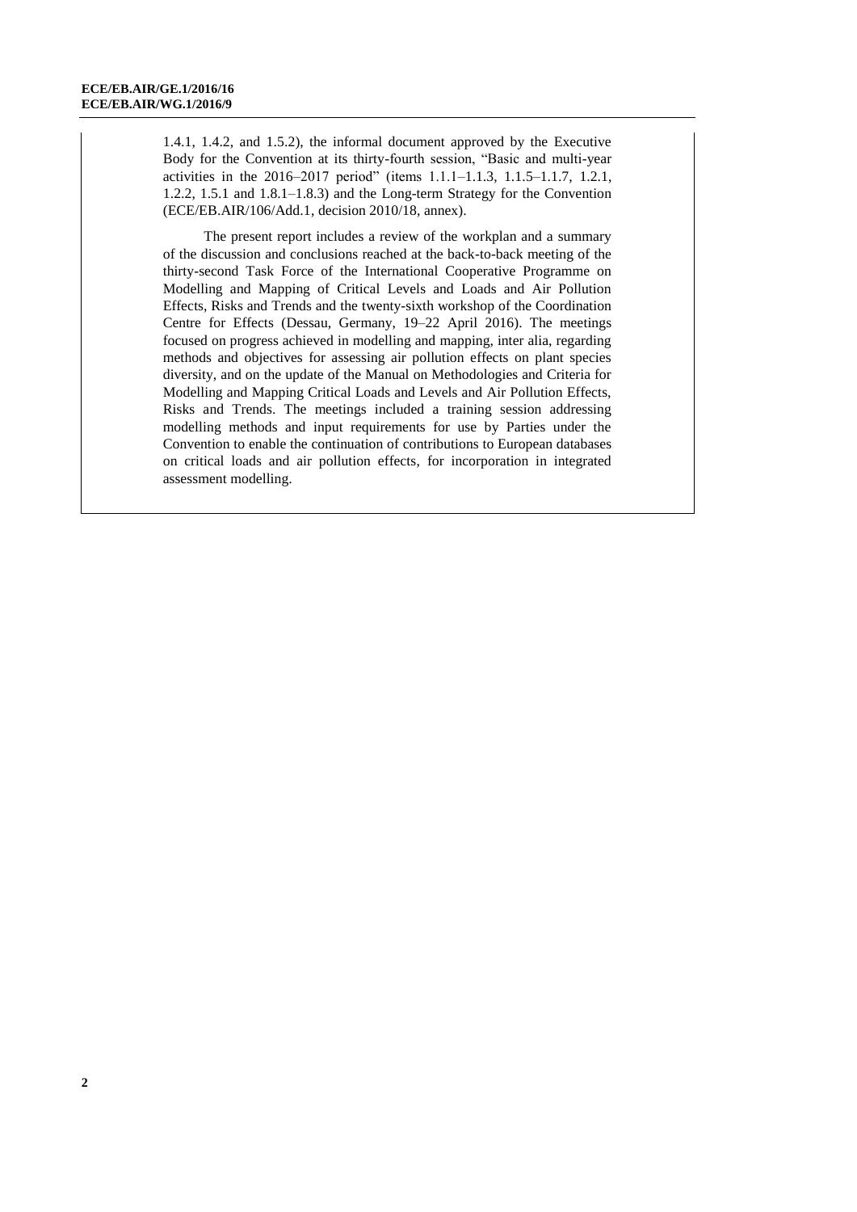1.4.1, 1.4.2, and 1.5.2), the informal document approved by the Executive Body for the Convention at its thirty-fourth session, "Basic and multi-year activities in the 2016–2017 period" (items 1.1.1–1.1.3, 1.1.5–1.1.7, 1.2.1, 1.2.2, 1.5.1 and 1.8.1–1.8.3) and the Long-term Strategy for the Convention (ECE/EB.AIR/106/Add.1, decision 2010/18, annex).

The present report includes a review of the workplan and a summary of the discussion and conclusions reached at the back-to-back meeting of the thirty-second Task Force of the International Cooperative Programme on Modelling and Mapping of Critical Levels and Loads and Air Pollution Effects, Risks and Trends and the twenty-sixth workshop of the Coordination Centre for Effects (Dessau, Germany, 19–22 April 2016). The meetings focused on progress achieved in modelling and mapping, inter alia, regarding methods and objectives for assessing air pollution effects on plant species diversity, and on the update of the Manual on Methodologies and Criteria for Modelling and Mapping Critical Loads and Levels and Air Pollution Effects, Risks and Trends. The meetings included a training session addressing modelling methods and input requirements for use by Parties under the Convention to enable the continuation of contributions to European databases on critical loads and air pollution effects, for incorporation in integrated assessment modelling.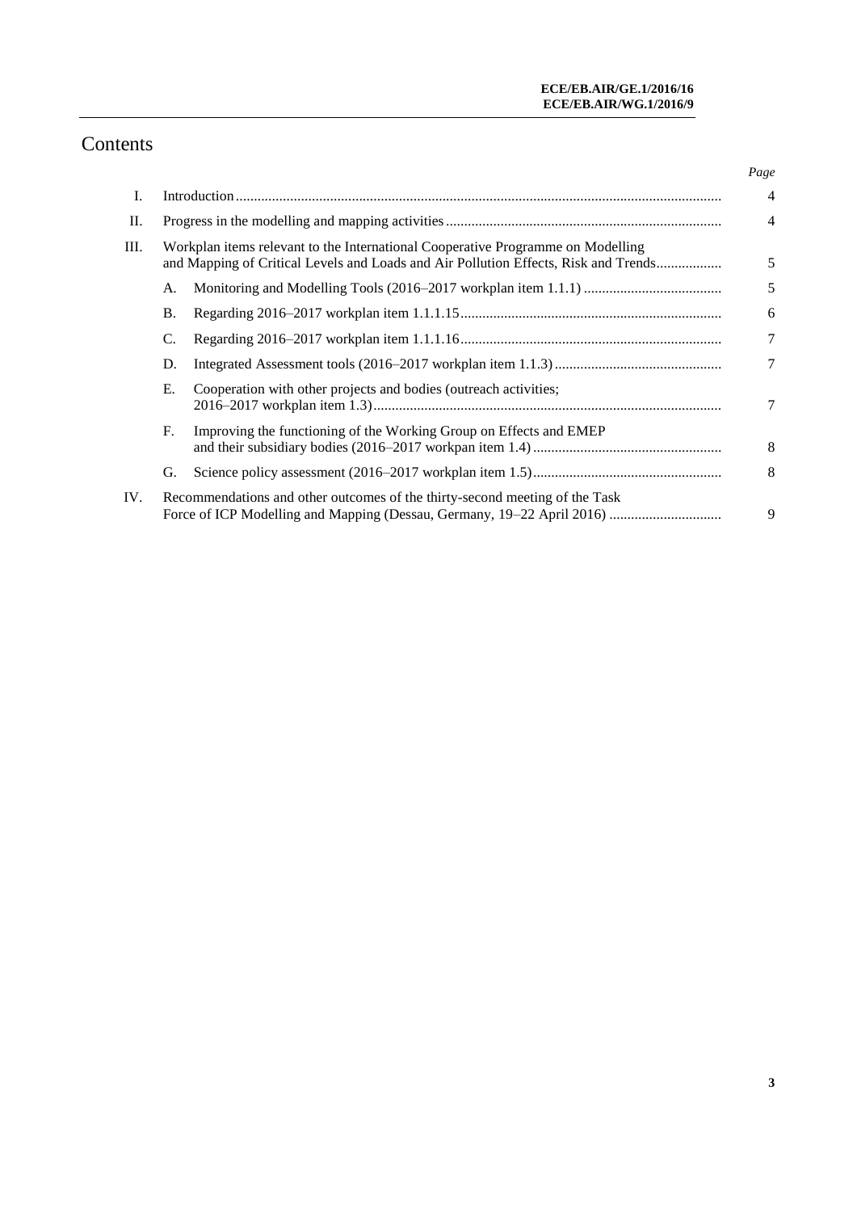# Contents

|  |  |  | *Page* |
|---|---|---|---|
| I. | Introduction |  | 4 |
| II. | Progress in the modelling and mapping activities |  | 4 |
| III. | Workplan items relevant to the International Cooperative Programme on Modelling and Mapping of Critical Levels and Loads and Air Pollution Effects, Risk and Trends |  | 5 |
|  | A. | Monitoring and Modelling Tools (2016–2017 workplan item 1.1.1) | 5 |
|  | B. | Regarding 2016–2017 workplan item 1.1.1.15 | 6 |
|  | C. | Regarding 2016–2017 workplan item 1.1.1.16 | 7 |
|  | D. | Integrated Assessment tools (2016–2017 workplan item 1.1.3) | 7 |
|  | E. | Cooperation with other projects and bodies (outreach activities; 2016–2017 workplan item 1.3) | 7 |
|  | F. | Improving the functioning of the Working Group on Effects and EMEP and their subsidiary bodies (2016–2017 workpan item 1.4) | 8 |
|  | G. | Science policy assessment (2016–2017 workplan item 1.5) | 8 |
| IV. | Recommendations and other outcomes of the thirty-second meeting of the Task Force of ICP Modelling and Mapping (Dessau, Germany, 19–22 April 2016) |  | 9 |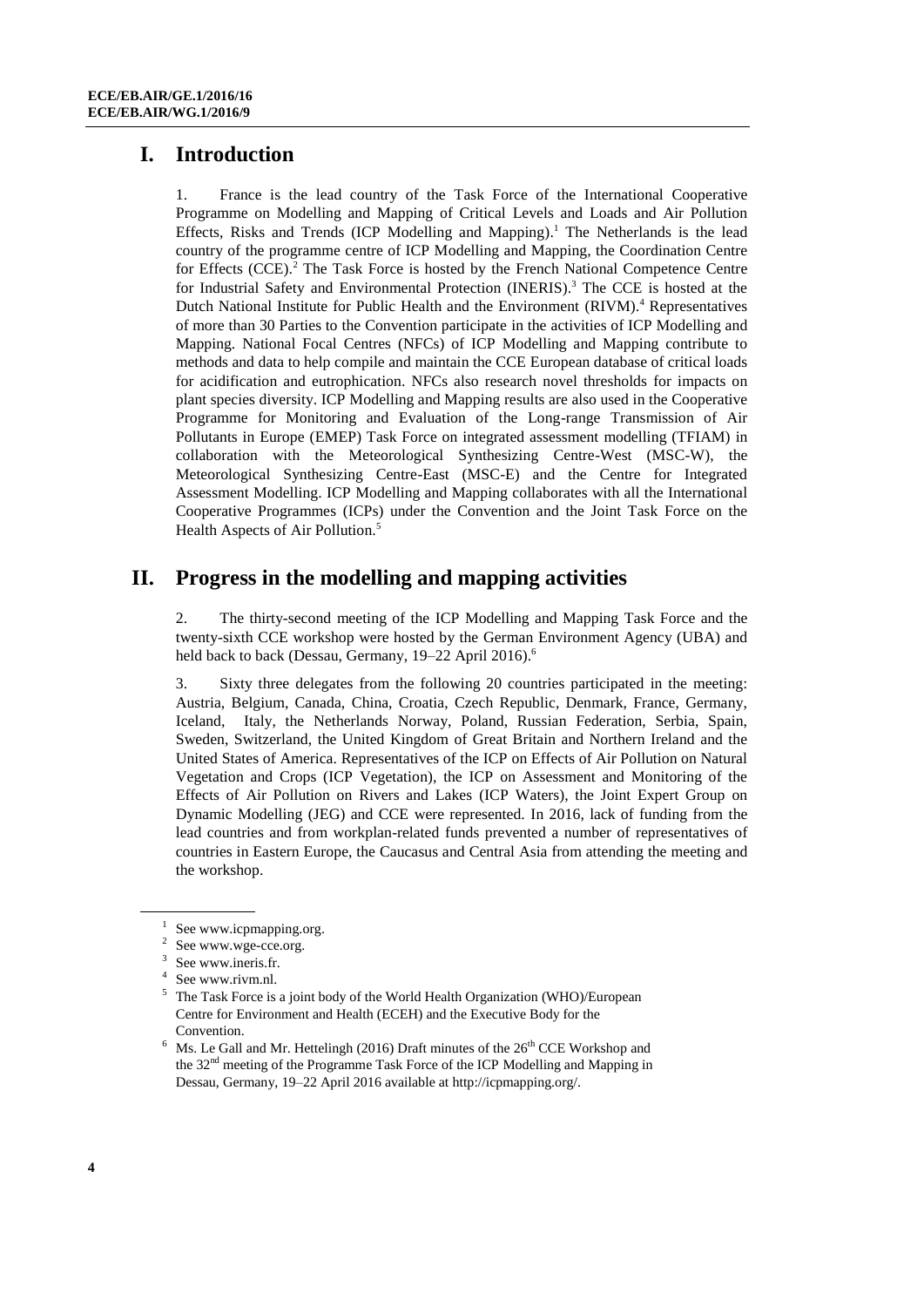# I. Introduction

1. France is the lead country of the Task Force of the International Cooperative Programme on Modelling and Mapping of Critical Levels and Loads and Air Pollution Effects, Risks and Trends (ICP Modelling and Mapping).[1] The Netherlands is the lead country of the programme centre of ICP Modelling and Mapping, the Coordination Centre for Effects (CCE).[2] The Task Force is hosted by the French National Competence Centre for Industrial Safety and Environmental Protection (INERIS).[3] The CCE is hosted at the Dutch National Institute for Public Health and the Environment (RIVM).[4] Representatives of more than 30 Parties to the Convention participate in the activities of ICP Modelling and Mapping. National Focal Centres (NFCs) of ICP Modelling and Mapping contribute to methods and data to help compile and maintain the CCE European database of critical loads for acidification and eutrophication. NFCs also research novel thresholds for impacts on plant species diversity. ICP Modelling and Mapping results are also used in the Cooperative Programme for Monitoring and Evaluation of the Long-range Transmission of Air Pollutants in Europe (EMEP) Task Force on integrated assessment modelling (TFIAM) in collaboration with the Meteorological Synthesizing Centre-West (MSC-W), the Meteorological Synthesizing Centre-East (MSC-E) and the Centre for Integrated Assessment Modelling. ICP Modelling and Mapping collaborates with all the International Cooperative Programmes (ICPs) under the Convention and the Joint Task Force on the Health Aspects of Air Pollution.[5]

# II. Progress in the modelling and mapping activities

2. The thirty-second meeting of the ICP Modelling and Mapping Task Force and the twenty-sixth CCE workshop were hosted by the German Environment Agency (UBA) and held back to back (Dessau, Germany, 19–22 April 2016).[6]

3. Sixty three delegates from the following 20 countries participated in the meeting: Austria, Belgium, Canada, China, Croatia, Czech Republic, Denmark, France, Germany, Iceland, Italy, the Netherlands Norway, Poland, Russian Federation, Serbia, Spain, Sweden, Switzerland, the United Kingdom of Great Britain and Northern Ireland and the United States of America. Representatives of the ICP on Effects of Air Pollution on Natural Vegetation and Crops (ICP Vegetation), the ICP on Assessment and Monitoring of the Effects of Air Pollution on Rivers and Lakes (ICP Waters), the Joint Expert Group on Dynamic Modelling (JEG) and CCE were represented. In 2016, lack of funding from the lead countries and from workplan-related funds prevented a number of representatives of countries in Eastern Europe, the Caucasus and Central Asia from attending the meeting and the workshop.

---

[1] See www.icpmapping.org.

[2] See www.wge-cce.org.

[3] See www.ineris.fr.

[4] See www.rivm.nl.

[5] The Task Force is a joint body of the World Health Organization (WHO)/European Centre for Environment and Health (ECEH) and the Executive Body for the Convention.

[6] Ms. Le Gall and Mr. Hettelingh (2016) Draft minutes of the 26th CCE Workshop and the 32nd meeting of the Programme Task Force of the ICP Modelling and Mapping in Dessau, Germany, 19–22 April 2016 available at http://icpmapping.org/.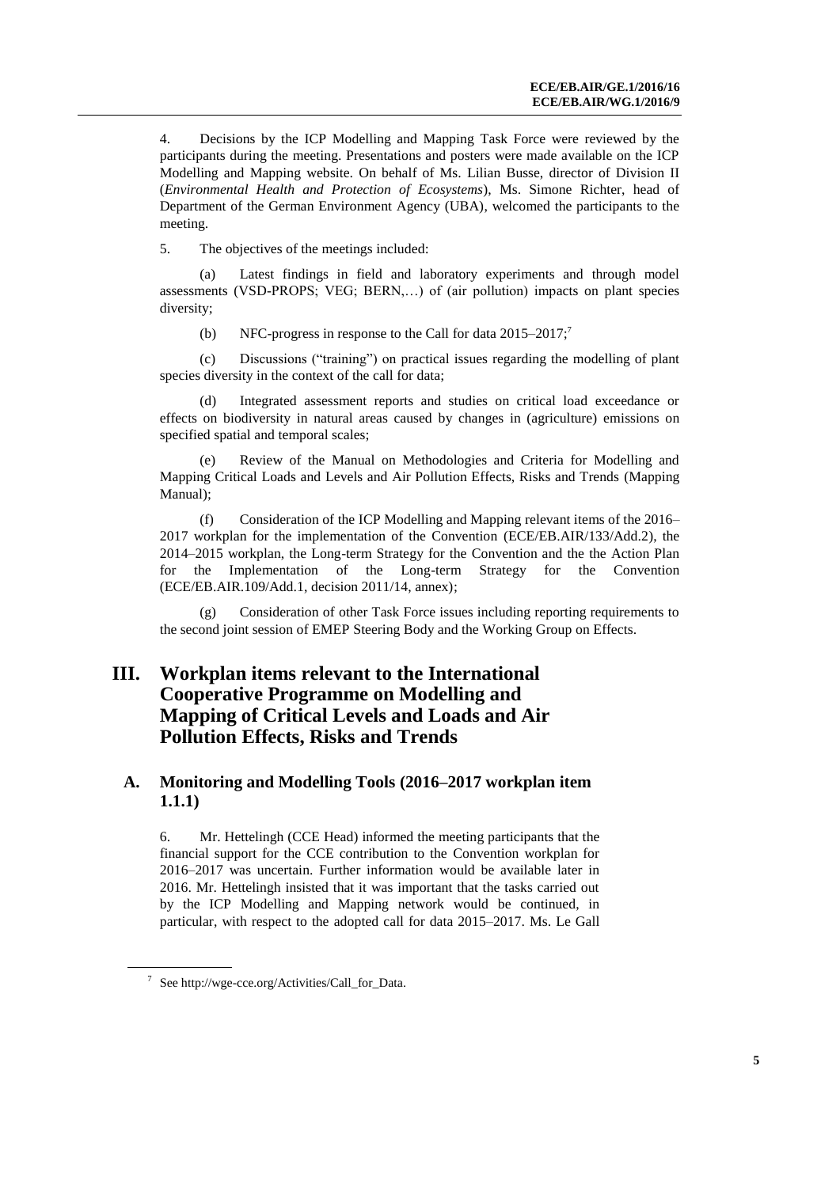4. Decisions by the ICP Modelling and Mapping Task Force were reviewed by the participants during the meeting. Presentations and posters were made available on the ICP Modelling and Mapping website. On behalf of Ms. Lilian Busse, director of Division II (*Environmental Health and Protection of Ecosystems*), Ms. Simone Richter, head of Department of the German Environment Agency (UBA), welcomed the participants to the meeting.

5. The objectives of the meetings included:

(a) Latest findings in field and laboratory experiments and through model assessments (VSD-PROPS; VEG; BERN,…) of (air pollution) impacts on plant species diversity;

(b) NFC-progress in response to the Call for data 2015–2017;[7]

(c) Discussions ("training") on practical issues regarding the modelling of plant species diversity in the context of the call for data;

(d) Integrated assessment reports and studies on critical load exceedance or effects on biodiversity in natural areas caused by changes in (agriculture) emissions on specified spatial and temporal scales;

(e) Review of the Manual on Methodologies and Criteria for Modelling and Mapping Critical Loads and Levels and Air Pollution Effects, Risks and Trends (Mapping Manual);

(f) Consideration of the ICP Modelling and Mapping relevant items of the 2016–2017 workplan for the implementation of the Convention (ECE/EB.AIR/133/Add.2), the 2014–2015 workplan, the Long-term Strategy for the Convention and the the Action Plan for the Implementation of the Long-term Strategy for the Convention (ECE/EB.AIR.109/Add.1, decision 2011/14, annex);

(g) Consideration of other Task Force issues including reporting requirements to the second joint session of EMEP Steering Body and the Working Group on Effects.

# III. Workplan items relevant to the International Cooperative Programme on Modelling and Mapping of Critical Levels and Loads and Air Pollution Effects, Risks and Trends

## A. Monitoring and Modelling Tools (2016–2017 workplan item 1.1.1)

6. Mr. Hettelingh (CCE Head) informed the meeting participants that the financial support for the CCE contribution to the Convention workplan for 2016–2017 was uncertain. Further information would be available later in 2016. Mr. Hettelingh insisted that it was important that the tasks carried out by the ICP Modelling and Mapping network would be continued, in particular, with respect to the adopted call for data 2015–2017. Ms. Le Gall

[7] See http://wge-cce.org/Activities/Call_for_Data.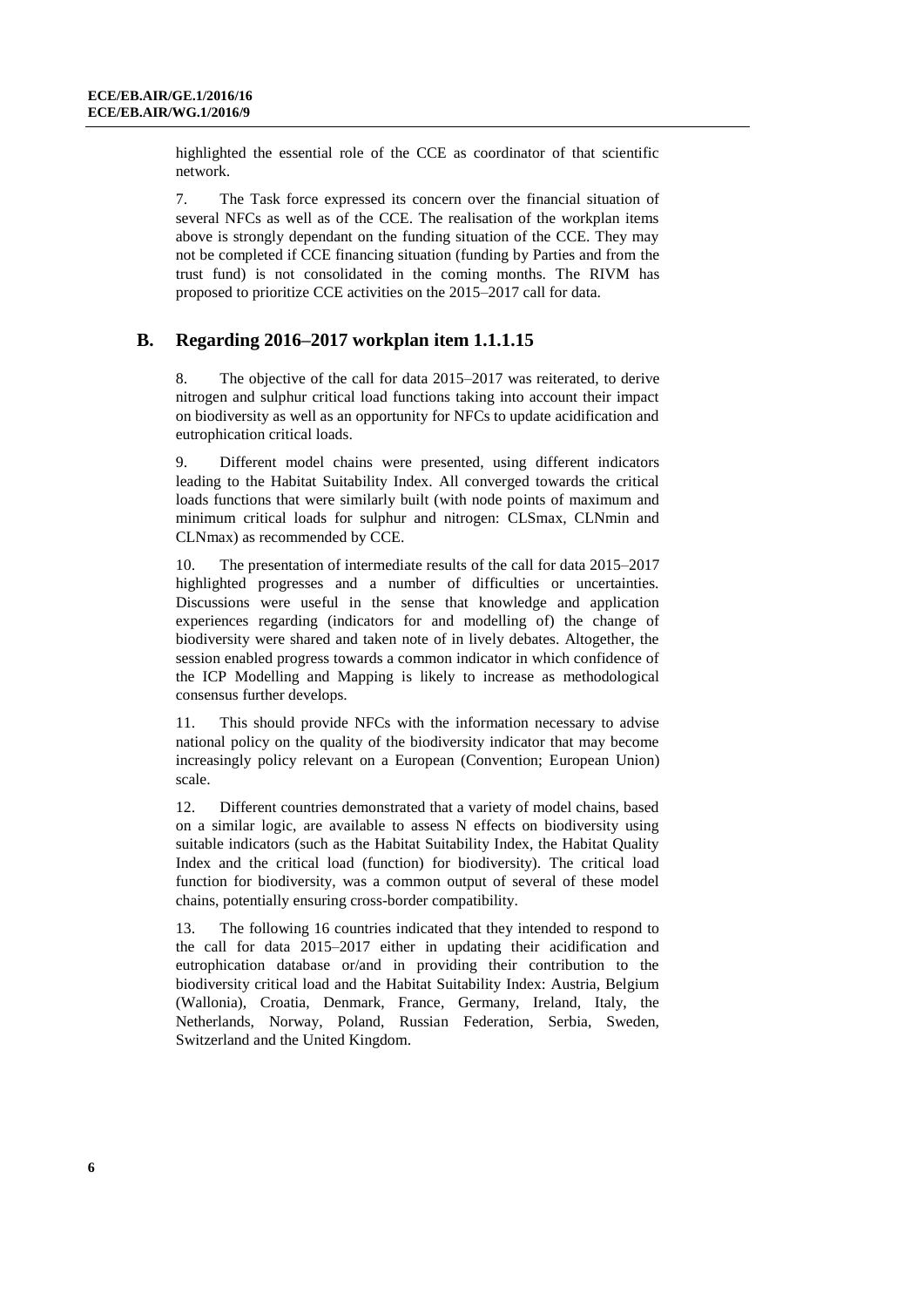highlighted the essential role of the CCE as coordinator of that scientific network.

7. The Task force expressed its concern over the financial situation of several NFCs as well as of the CCE. The realisation of the workplan items above is strongly dependant on the funding situation of the CCE. They may not be completed if CCE financing situation (funding by Parties and from the trust fund) is not consolidated in the coming months. The RIVM has proposed to prioritize CCE activities on the 2015–2017 call for data.

## B. Regarding 2016–2017 workplan item 1.1.1.15

8. The objective of the call for data 2015–2017 was reiterated, to derive nitrogen and sulphur critical load functions taking into account their impact on biodiversity as well as an opportunity for NFCs to update acidification and eutrophication critical loads.

9. Different model chains were presented, using different indicators leading to the Habitat Suitability Index. All converged towards the critical loads functions that were similarly built (with node points of maximum and minimum critical loads for sulphur and nitrogen: CLSmax, CLNmin and CLNmax) as recommended by CCE.

10. The presentation of intermediate results of the call for data 2015–2017 highlighted progresses and a number of difficulties or uncertainties. Discussions were useful in the sense that knowledge and application experiences regarding (indicators for and modelling of) the change of biodiversity were shared and taken note of in lively debates. Altogether, the session enabled progress towards a common indicator in which confidence of the ICP Modelling and Mapping is likely to increase as methodological consensus further develops.

11. This should provide NFCs with the information necessary to advise national policy on the quality of the biodiversity indicator that may become increasingly policy relevant on a European (Convention; European Union) scale.

12. Different countries demonstrated that a variety of model chains, based on a similar logic, are available to assess N effects on biodiversity using suitable indicators (such as the Habitat Suitability Index, the Habitat Quality Index and the critical load (function) for biodiversity). The critical load function for biodiversity, was a common output of several of these model chains, potentially ensuring cross-border compatibility.

13. The following 16 countries indicated that they intended to respond to the call for data 2015–2017 either in updating their acidification and eutrophication database or/and in providing their contribution to the biodiversity critical load and the Habitat Suitability Index: Austria, Belgium (Wallonia), Croatia, Denmark, France, Germany, Ireland, Italy, the Netherlands, Norway, Poland, Russian Federation, Serbia, Sweden, Switzerland and the United Kingdom.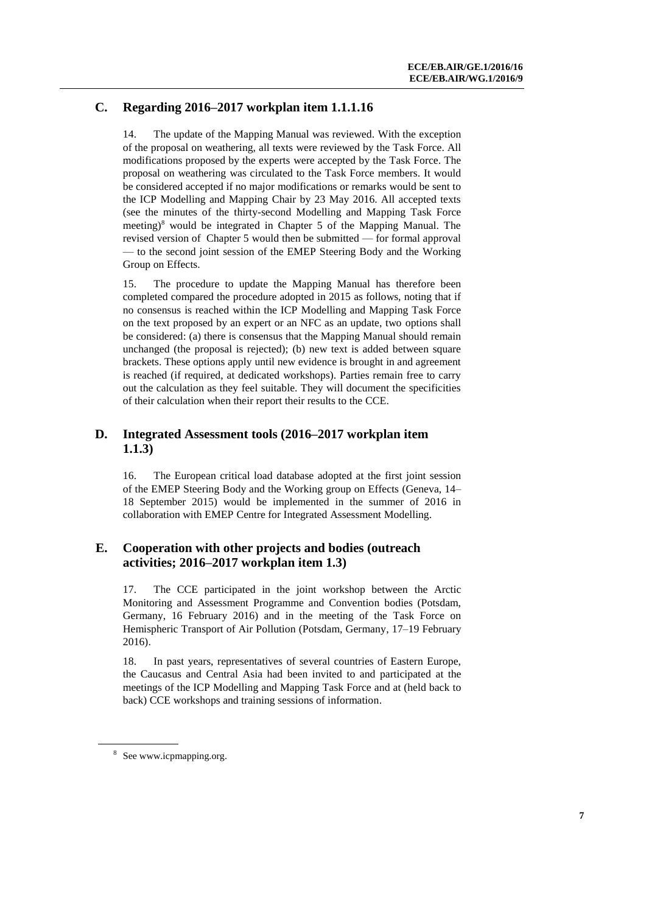## C. Regarding 2016–2017 workplan item 1.1.1.16

14. The update of the Mapping Manual was reviewed. With the exception of the proposal on weathering, all texts were reviewed by the Task Force. All modifications proposed by the experts were accepted by the Task Force. The proposal on weathering was circulated to the Task Force members. It would be considered accepted if no major modifications or remarks would be sent to the ICP Modelling and Mapping Chair by 23 May 2016. All accepted texts (see the minutes of the thirty-second Modelling and Mapping Task Force meeting)[8] would be integrated in Chapter 5 of the Mapping Manual. The revised version of Chapter 5 would then be submitted — for formal approval — to the second joint session of the EMEP Steering Body and the Working Group on Effects.

15. The procedure to update the Mapping Manual has therefore been completed compared the procedure adopted in 2015 as follows, noting that if no consensus is reached within the ICP Modelling and Mapping Task Force on the text proposed by an expert or an NFC as an update, two options shall be considered: (a) there is consensus that the Mapping Manual should remain unchanged (the proposal is rejected); (b) new text is added between square brackets. These options apply until new evidence is brought in and agreement is reached (if required, at dedicated workshops). Parties remain free to carry out the calculation as they feel suitable. They will document the specificities of their calculation when their report their results to the CCE.

## D. Integrated Assessment tools (2016–2017 workplan item 1.1.3)

16. The European critical load database adopted at the first joint session of the EMEP Steering Body and the Working group on Effects (Geneva, 14–18 September 2015) would be implemented in the summer of 2016 in collaboration with EMEP Centre for Integrated Assessment Modelling.

## E. Cooperation with other projects and bodies (outreach activities; 2016–2017 workplan item 1.3)

17. The CCE participated in the joint workshop between the Arctic Monitoring and Assessment Programme and Convention bodies (Potsdam, Germany, 16 February 2016) and in the meeting of the Task Force on Hemispheric Transport of Air Pollution (Potsdam, Germany, 17–19 February 2016).

18. In past years, representatives of several countries of Eastern Europe, the Caucasus and Central Asia had been invited to and participated at the meetings of the ICP Modelling and Mapping Task Force and at (held back to back) CCE workshops and training sessions of information.

---

[8] See www.icpmapping.org.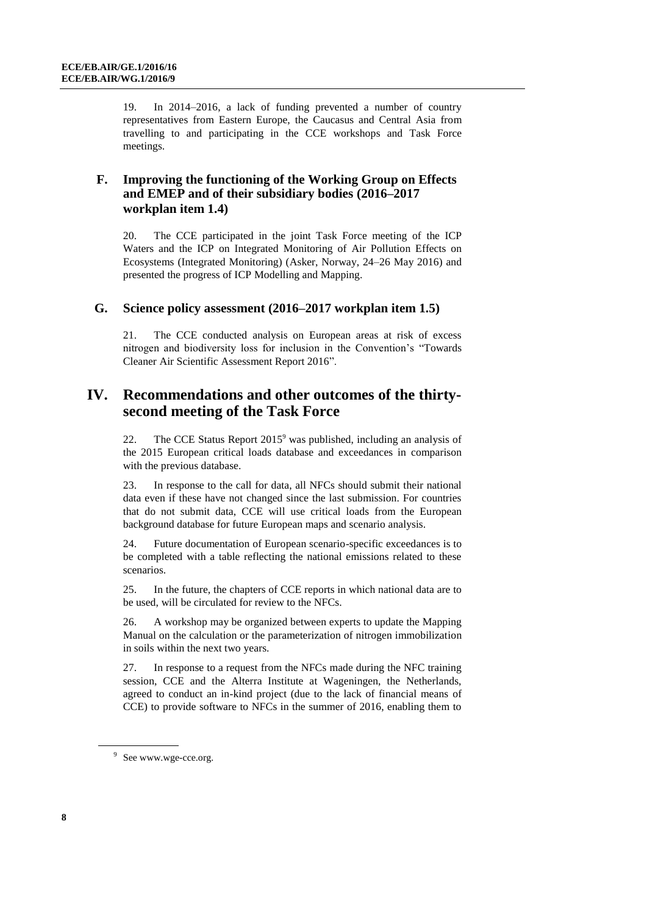19. In 2014–2016, a lack of funding prevented a number of country representatives from Eastern Europe, the Caucasus and Central Asia from travelling to and participating in the CCE workshops and Task Force meetings.

## F. Improving the functioning of the Working Group on Effects and EMEP and of their subsidiary bodies (2016–2017 workplan item 1.4)

20. The CCE participated in the joint Task Force meeting of the ICP Waters and the ICP on Integrated Monitoring of Air Pollution Effects on Ecosystems (Integrated Monitoring) (Asker, Norway, 24–26 May 2016) and presented the progress of ICP Modelling and Mapping.

## G. Science policy assessment (2016–2017 workplan item 1.5)

21. The CCE conducted analysis on European areas at risk of excess nitrogen and biodiversity loss for inclusion in the Convention's "Towards Cleaner Air Scientific Assessment Report 2016".

# IV. Recommendations and other outcomes of the thirty-second meeting of the Task Force

22. The CCE Status Report 2015[9] was published, including an analysis of the 2015 European critical loads database and exceedances in comparison with the previous database.

23. In response to the call for data, all NFCs should submit their national data even if these have not changed since the last submission. For countries that do not submit data, CCE will use critical loads from the European background database for future European maps and scenario analysis.

24. Future documentation of European scenario-specific exceedances is to be completed with a table reflecting the national emissions related to these scenarios.

25. In the future, the chapters of CCE reports in which national data are to be used, will be circulated for review to the NFCs.

26. A workshop may be organized between experts to update the Mapping Manual on the calculation or the parameterization of nitrogen immobilization in soils within the next two years.

27. In response to a request from the NFCs made during the NFC training session, CCE and the Alterra Institute at Wageningen, the Netherlands, agreed to conduct an in-kind project (due to the lack of financial means of CCE) to provide software to NFCs in the summer of 2016, enabling them to

[9] See www.wge-cce.org.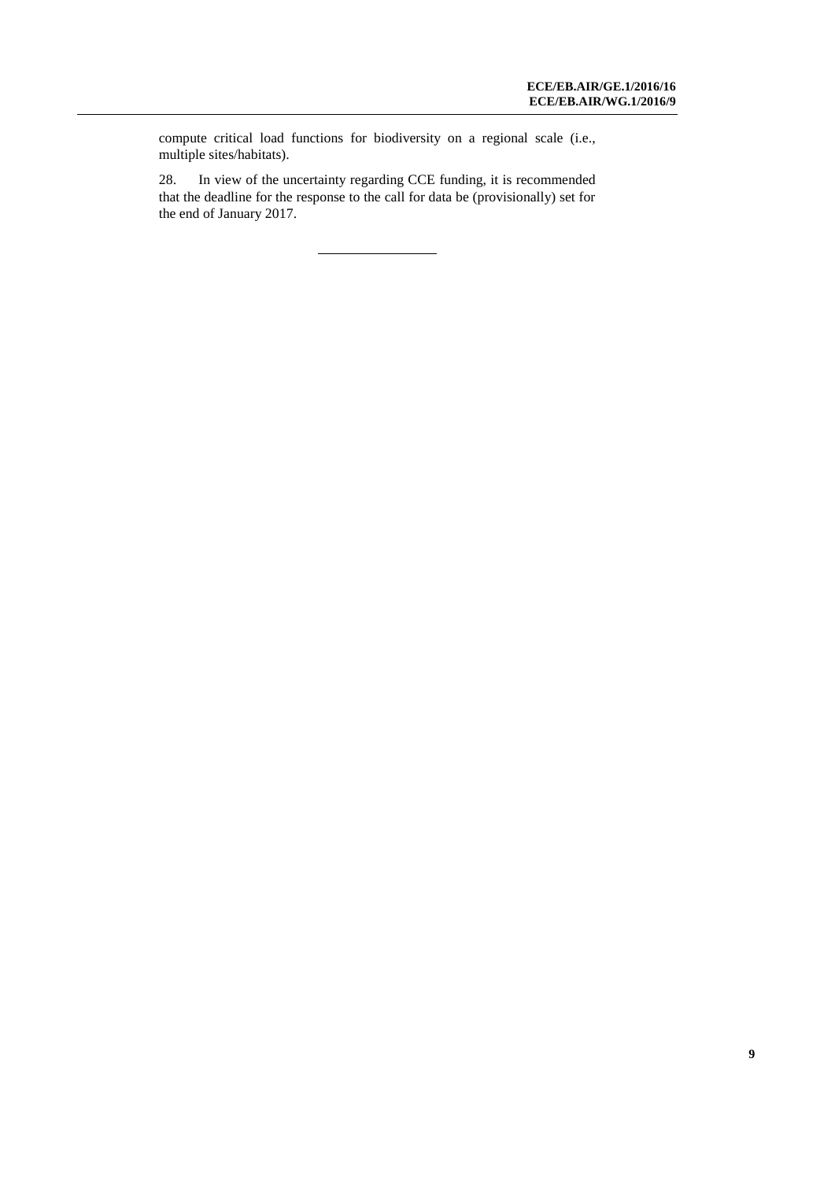compute critical load functions for biodiversity on a regional scale (i.e., multiple sites/habitats).

28. In view of the uncertainty regarding CCE funding, it is recommended that the deadline for the response to the call for data be (provisionally) set for the end of January 2017.